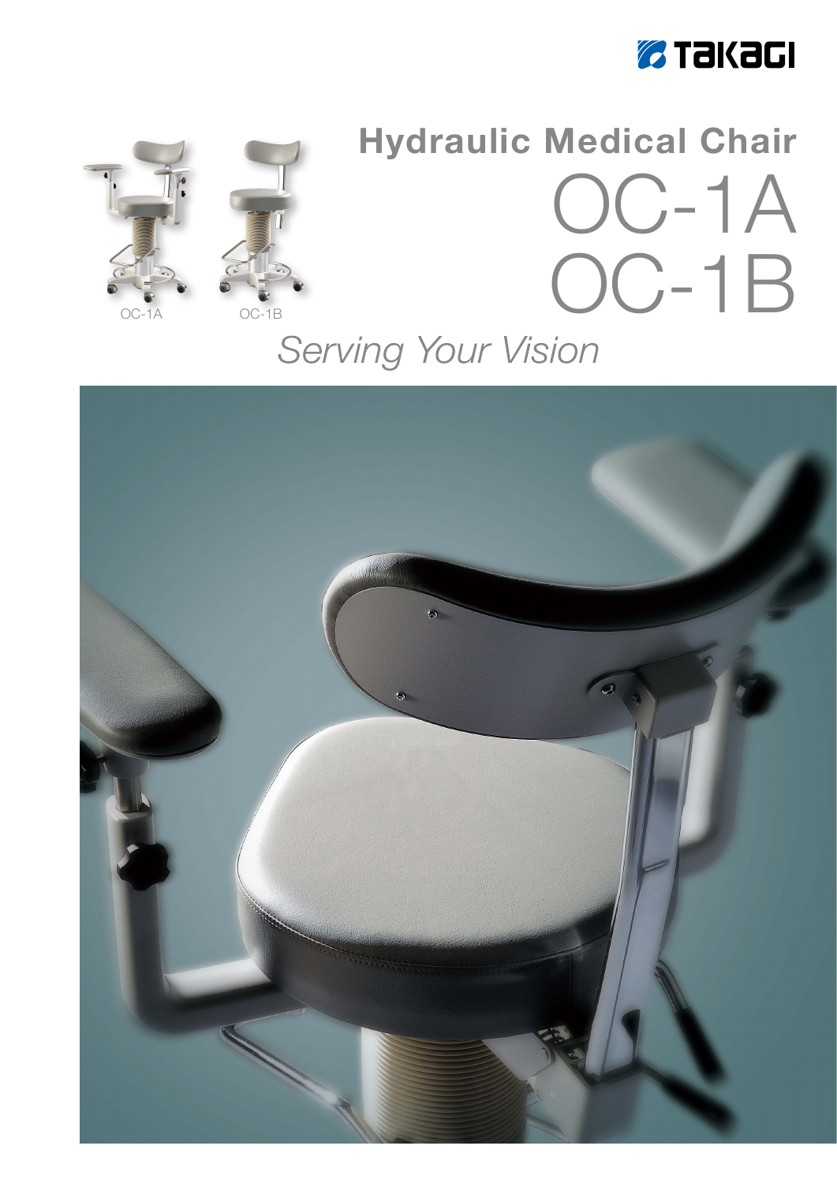TAKAGI

# Hydraulic Medical Chair

# OC-1A
# OC-1B

OC-1A OC-1B

*Serving Your Vision*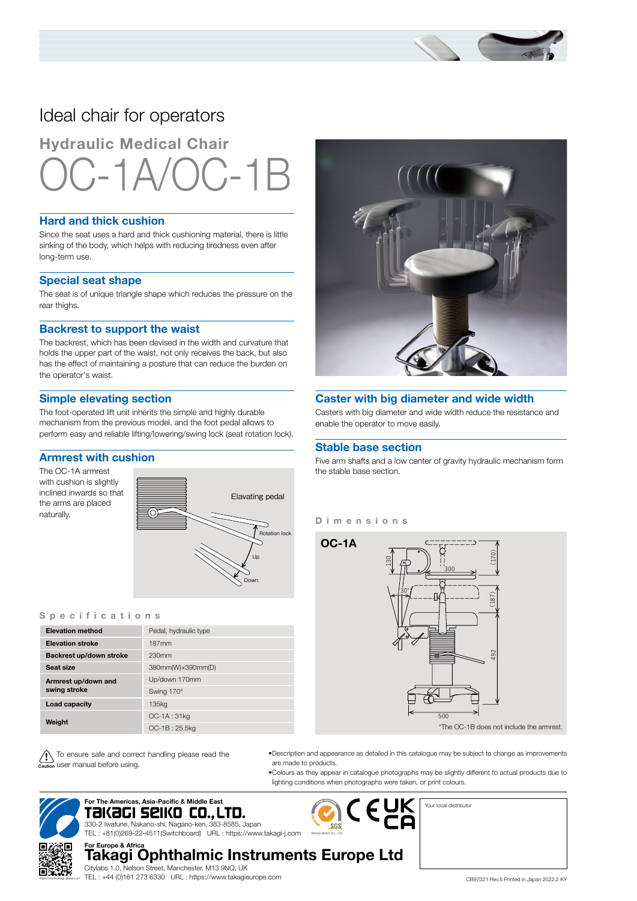Ideal chair for operators

# Hydraulic Medical Chair

# OC-1A/OC-1B

## Hard and thick cushion

Since the seat uses a hard and thick cushioning material, there is little sinking of the body, which helps with reducing tiredness even after long-term use.

## Special seat shape

The seat is of unique triangle shape which reduces the pressure on the rear thighs.

## Backrest to support the waist

The backrest, which has been devised in the width and curvature that holds the upper part of the waist, not only receives the back, but also has the effect of maintaining a posture that can reduce the burden on the operator's waist.

## Simple elevating section

The foot-operated lift unit inherits the simple and highly durable mechanism from the previous model, and the foot pedal allows to perform easy and reliable lifting/lowering/swing lock (seat rotation lock).

## Armrest with cushion

The OC-1A armrest with cushion is slightly inclined inwards so that the arms are placed naturally.

Elavating pedal
Rotation lock
Up
Down

## Caster with big diameter and wide width

Casters with big diameter and wide width reduce the resistance and enable the operator to move easily.

## Stable base section

Five arm shafts and a low center of gravity hydraulic mechanism form the stable base section.

## Specifications

| | | |
|---|---|---|
| **Elevation method** | Pedal, hydraulic type | |
| **Elevation stroke** | 187mm | |
| **Backrest up/down stroke** | 230mm | |
| **Seat size** | 380mm(W)×390mm(D) | |
| **Armrest up/down and swing stroke** | Up/down 170mm | |
| | Swing 170° | |
| **Load capacity** | 135kg | |
| **Weight** | OC-1A : 31kg | |
| | OC-1B : 25.5kg | |

## Dimensions

OC-1A

130
300
(170)
30°
(187)
492
500

*The OC-1B does not include the armrest.

To ensure safe and correct handling please read the user manual before using.

- Description and appearance as detailed in this catalogue may be subject to change as improvements are made to products.
- Colours as they appear in catalogue photographs may be slightly different to actual products due to lighting conditions when photographs were taken, or print colours.

For The Americas, Asia-Pacific & Middle East

**TAKAGI SEIKO CO.,LTD.**

330-2 Iwafune, Nakano-shi, Nagano-ken, 383-8585, Japan
TEL : +81(0)269-22-4511(Switchboard) URL : https://www.takagi-j.com

For Europe & Africa

**Takagi Ophthalmic Instruments Europe Ltd**

Citylabs 1.0, Nelson Street, Manchester, M13 9NQ, UK
TEL : +44 (0)161 273 6330 URL : https://www.takagieurope.com

Your local distributor

CB97021 Rev.5 Printed in Japan 2022.2 KY